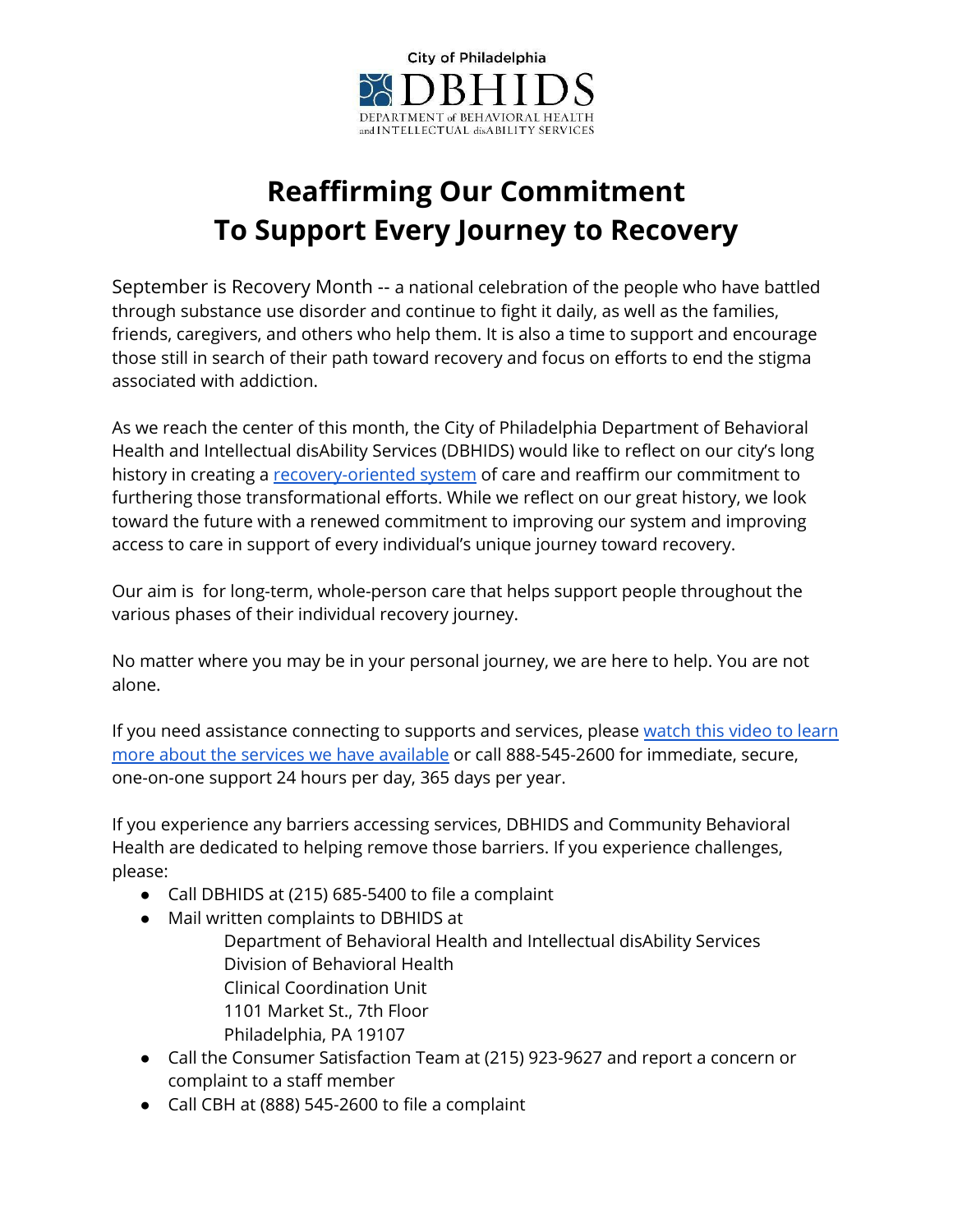City of Philadelphia

DBHIDS

DEPARTMENT of BEHAVIORAL HEALTH and INTELLECTUAL disABILITY SERVICES

# Reaffirming Our Commitment To Support Every Journey to Recovery

September is Recovery Month -- a national celebration of the people who have battled through substance use disorder and continue to fight it daily, as well as the families, friends, caregivers, and others who help them. It is also a time to support and encourage those still in search of their path toward recovery and focus on efforts to end the stigma associated with addiction.

As we reach the center of this month, the City of Philadelphia Department of Behavioral Health and Intellectual disAbility Services (DBHIDS) would like to reflect on our city's long history in creating a recovery-oriented system of care and reaffirm our commitment to furthering those transformational efforts. While we reflect on our great history, we look toward the future with a renewed commitment to improving our system and improving access to care in support of every individual's unique journey toward recovery.

Our aim is for long-term, whole-person care that helps support people throughout the various phases of their individual recovery journey.

No matter where you may be in your personal journey, we are here to help. You are not alone.

If you need assistance connecting to supports and services, please watch this video to learn more about the services we have available or call 888-545-2600 for immediate, secure, one-on-one support 24 hours per day, 365 days per year.

If you experience any barriers accessing services, DBHIDS and Community Behavioral Health are dedicated to helping remove those barriers. If you experience challenges, please:

- Call DBHIDS at (215) 685-5400 to file a complaint
- Mail written complaints to DBHIDS at
  Department of Behavioral Health and Intellectual disAbility Services
  Division of Behavioral Health
  Clinical Coordination Unit
  1101 Market St., 7th Floor
  Philadelphia, PA 19107
- Call the Consumer Satisfaction Team at (215) 923-9627 and report a concern or complaint to a staff member
- Call CBH at (888) 545-2600 to file a complaint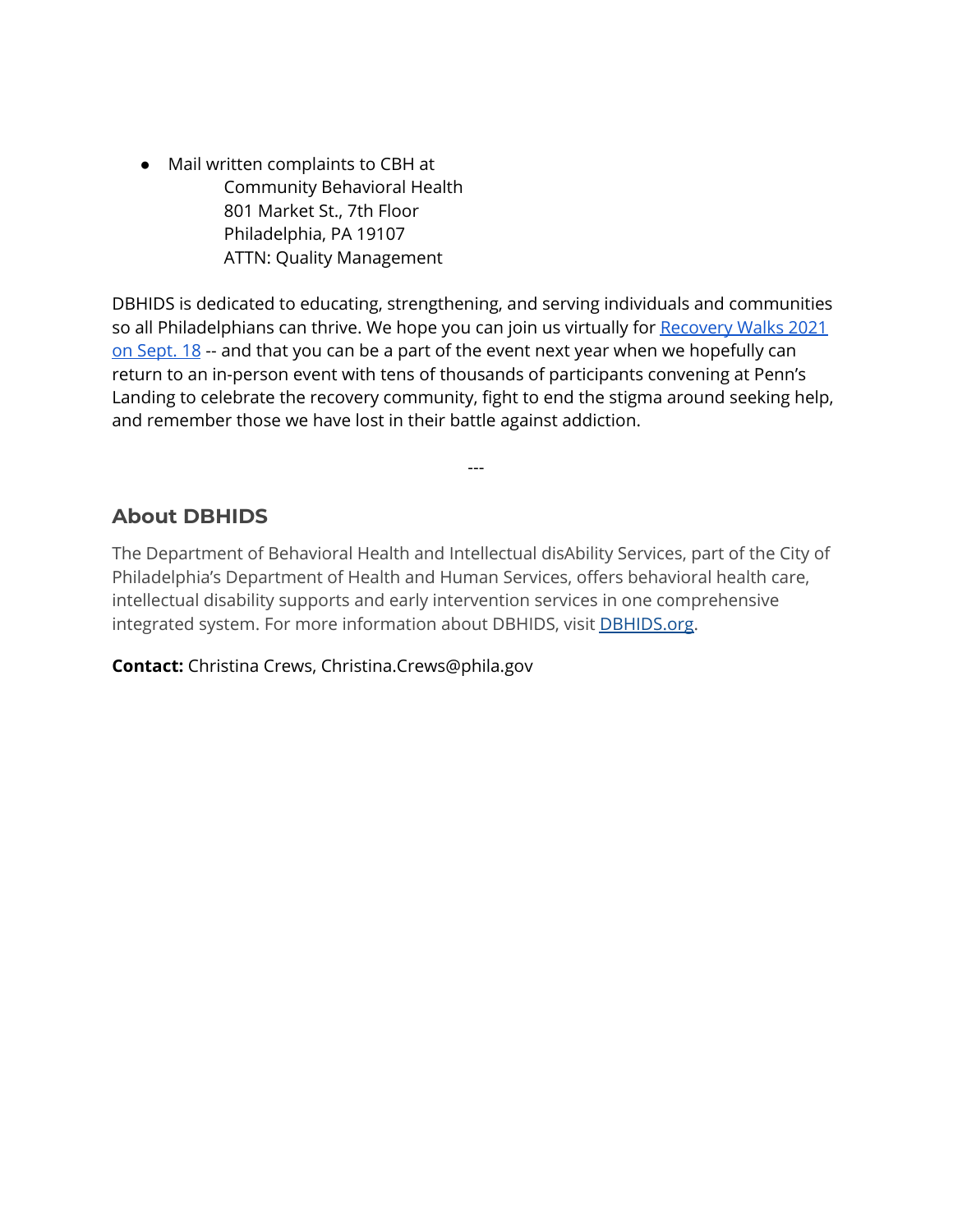- Mail written complaints to CBH at
  Community Behavioral Health
  801 Market St., 7th Floor
  Philadelphia, PA 19107
  ATTN: Quality Management

DBHIDS is dedicated to educating, strengthening, and serving individuals and communities so all Philadelphians can thrive. We hope you can join us virtually for Recovery Walks 2021 on Sept. 18 -- and that you can be a part of the event next year when we hopefully can return to an in-person event with tens of thousands of participants convening at Penn's Landing to celebrate the recovery community, fight to end the stigma around seeking help, and remember those we have lost in their battle against addiction.

---

## About DBHIDS

The Department of Behavioral Health and Intellectual disAbility Services, part of the City of Philadelphia's Department of Health and Human Services, offers behavioral health care, intellectual disability supports and early intervention services in one comprehensive integrated system. For more information about DBHIDS, visit DBHIDS.org.

**Contact:** Christina Crews, Christina.Crews@phila.gov